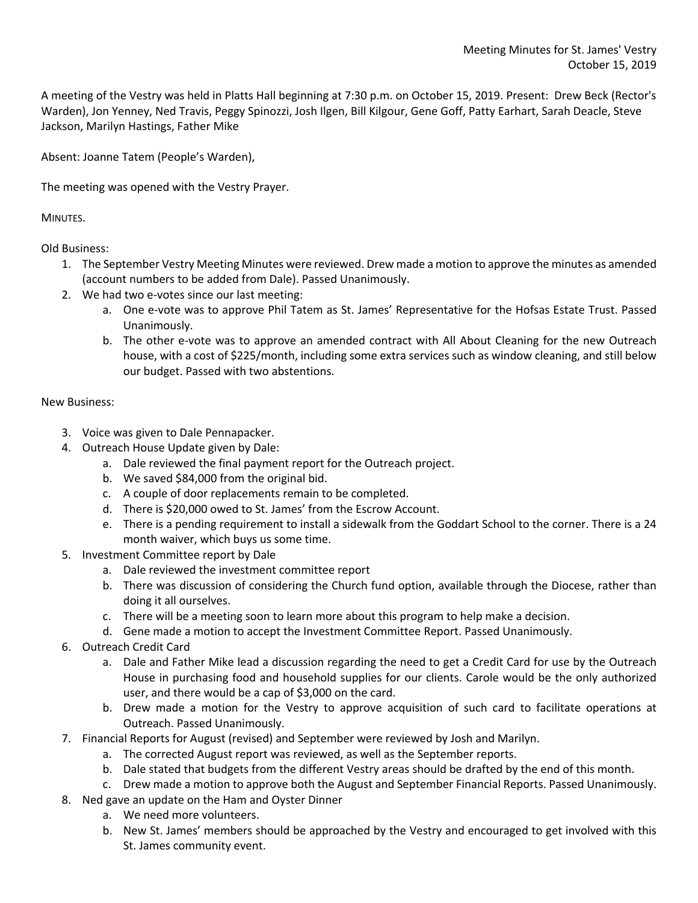Meeting Minutes for St. James' Vestry
October 15, 2019

A meeting of the Vestry was held in Platts Hall beginning at 7:30 p.m. on October 15, 2019. Present: Drew Beck (Rector's Warden), Jon Yenney, Ned Travis, Peggy Spinozzi, Josh Ilgen, Bill Kilgour, Gene Goff, Patty Earhart, Sarah Deacle, Steve Jackson, Marilyn Hastings, Father Mike

Absent: Joanne Tatem (People's Warden),

The meeting was opened with the Vestry Prayer.

MINUTES.

Old Business:

1. The September Vestry Meeting Minutes were reviewed. Drew made a motion to approve the minutes as amended (account numbers to be added from Dale). Passed Unanimously.
2. We had two e-votes since our last meeting:
   a. One e-vote was to approve Phil Tatem as St. James' Representative for the Hofsas Estate Trust. Passed Unanimously.
   b. The other e-vote was to approve an amended contract with All About Cleaning for the new Outreach house, with a cost of $225/month, including some extra services such as window cleaning, and still below our budget. Passed with two abstentions.

New Business:

3. Voice was given to Dale Pennapacker.
4. Outreach House Update given by Dale:
   a. Dale reviewed the final payment report for the Outreach project.
   b. We saved $84,000 from the original bid.
   c. A couple of door replacements remain to be completed.
   d. There is $20,000 owed to St. James' from the Escrow Account.
   e. There is a pending requirement to install a sidewalk from the Goddart School to the corner. There is a 24 month waiver, which buys us some time.
5. Investment Committee report by Dale
   a. Dale reviewed the investment committee report
   b. There was discussion of considering the Church fund option, available through the Diocese, rather than doing it all ourselves.
   c. There will be a meeting soon to learn more about this program to help make a decision.
   d. Gene made a motion to accept the Investment Committee Report. Passed Unanimously.
6. Outreach Credit Card
   a. Dale and Father Mike lead a discussion regarding the need to get a Credit Card for use by the Outreach House in purchasing food and household supplies for our clients. Carole would be the only authorized user, and there would be a cap of $3,000 on the card.
   b. Drew made a motion for the Vestry to approve acquisition of such card to facilitate operations at Outreach. Passed Unanimously.
7. Financial Reports for August (revised) and September were reviewed by Josh and Marilyn.
   a. The corrected August report was reviewed, as well as the September reports.
   b. Dale stated that budgets from the different Vestry areas should be drafted by the end of this month.
   c. Drew made a motion to approve both the August and September Financial Reports. Passed Unanimously.
8. Ned gave an update on the Ham and Oyster Dinner
   a. We need more volunteers.
   b. New St. James' members should be approached by the Vestry and encouraged to get involved with this St. James community event.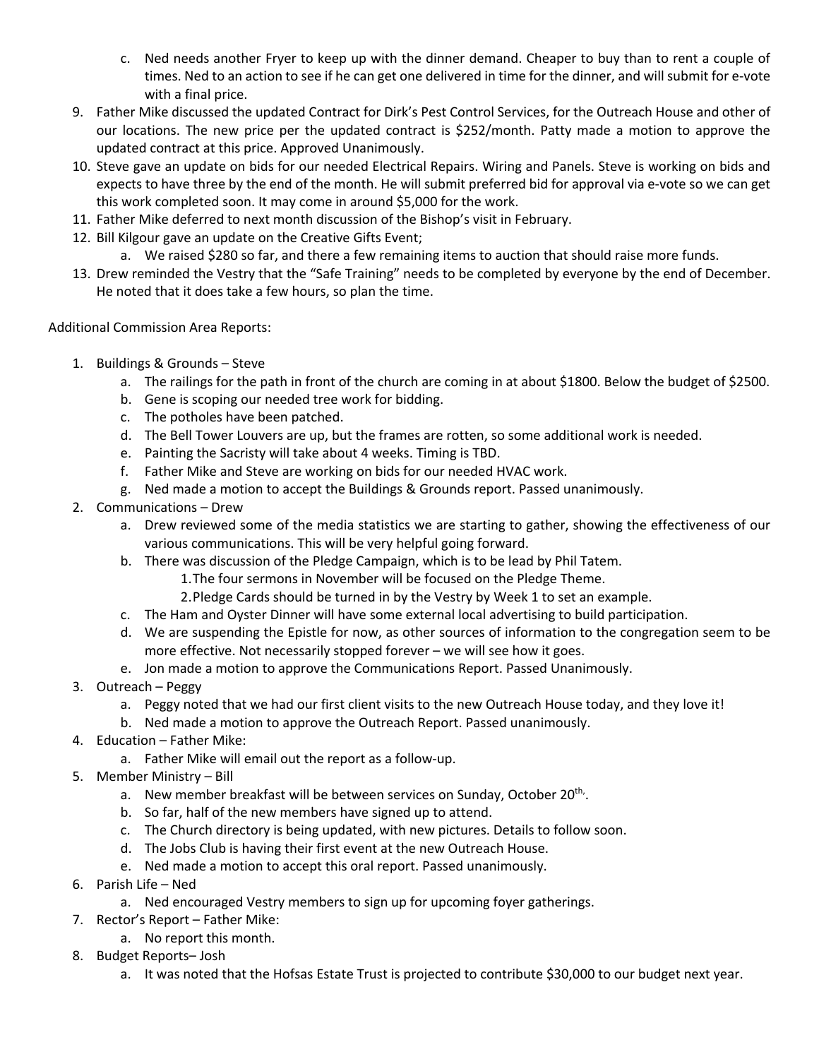c. Ned needs another Fryer to keep up with the dinner demand. Cheaper to buy than to rent a couple of times. Ned to an action to see if he can get one delivered in time for the dinner, and will submit for e-vote with a final price.

9. Father Mike discussed the updated Contract for Dirk's Pest Control Services, for the Outreach House and other of our locations. The new price per the updated contract is $252/month. Patty made a motion to approve the updated contract at this price. Approved Unanimously.
10. Steve gave an update on bids for our needed Electrical Repairs. Wiring and Panels. Steve is working on bids and expects to have three by the end of the month. He will submit preferred bid for approval via e-vote so we can get this work completed soon. It may come in around $5,000 for the work.
11. Father Mike deferred to next month discussion of the Bishop's visit in February.
12. Bill Kilgour gave an update on the Creative Gifts Event;
    a. We raised $280 so far, and there a few remaining items to auction that should raise more funds.
13. Drew reminded the Vestry that the "Safe Training" needs to be completed by everyone by the end of December. He noted that it does take a few hours, so plan the time.

Additional Commission Area Reports:

1. Buildings & Grounds – Steve
   a. The railings for the path in front of the church are coming in at about $1800. Below the budget of $2500.
   b. Gene is scoping our needed tree work for bidding.
   c. The potholes have been patched.
   d. The Bell Tower Louvers are up, but the frames are rotten, so some additional work is needed.
   e. Painting the Sacristy will take about 4 weeks. Timing is TBD.
   f. Father Mike and Steve are working on bids for our needed HVAC work.
   g. Ned made a motion to accept the Buildings & Grounds report. Passed unanimously.
2. Communications – Drew
   a. Drew reviewed some of the media statistics we are starting to gather, showing the effectiveness of our various communications. This will be very helpful going forward.
   b. There was discussion of the Pledge Campaign, which is to be lead by Phil Tatem.
      1. The four sermons in November will be focused on the Pledge Theme.
      2. Pledge Cards should be turned in by the Vestry by Week 1 to set an example.
   c. The Ham and Oyster Dinner will have some external local advertising to build participation.
   d. We are suspending the Epistle for now, as other sources of information to the congregation seem to be more effective. Not necessarily stopped forever – we will see how it goes.
   e. Jon made a motion to approve the Communications Report. Passed Unanimously.
3. Outreach – Peggy
   a. Peggy noted that we had our first client visits to the new Outreach House today, and they love it!
   b. Ned made a motion to approve the Outreach Report. Passed unanimously.
4. Education – Father Mike:
   a. Father Mike will email out the report as a follow-up.
5. Member Ministry – Bill
   a. New member breakfast will be between services on Sunday, October 20th,.
   b. So far, half of the new members have signed up to attend.
   c. The Church directory is being updated, with new pictures. Details to follow soon.
   d. The Jobs Club is having their first event at the new Outreach House.
   e. Ned made a motion to accept this oral report. Passed unanimously.
6. Parish Life – Ned
   a. Ned encouraged Vestry members to sign up for upcoming foyer gatherings.
7. Rector's Report – Father Mike:
   a. No report this month.
8. Budget Reports– Josh
   a. It was noted that the Hofsas Estate Trust is projected to contribute $30,000 to our budget next year.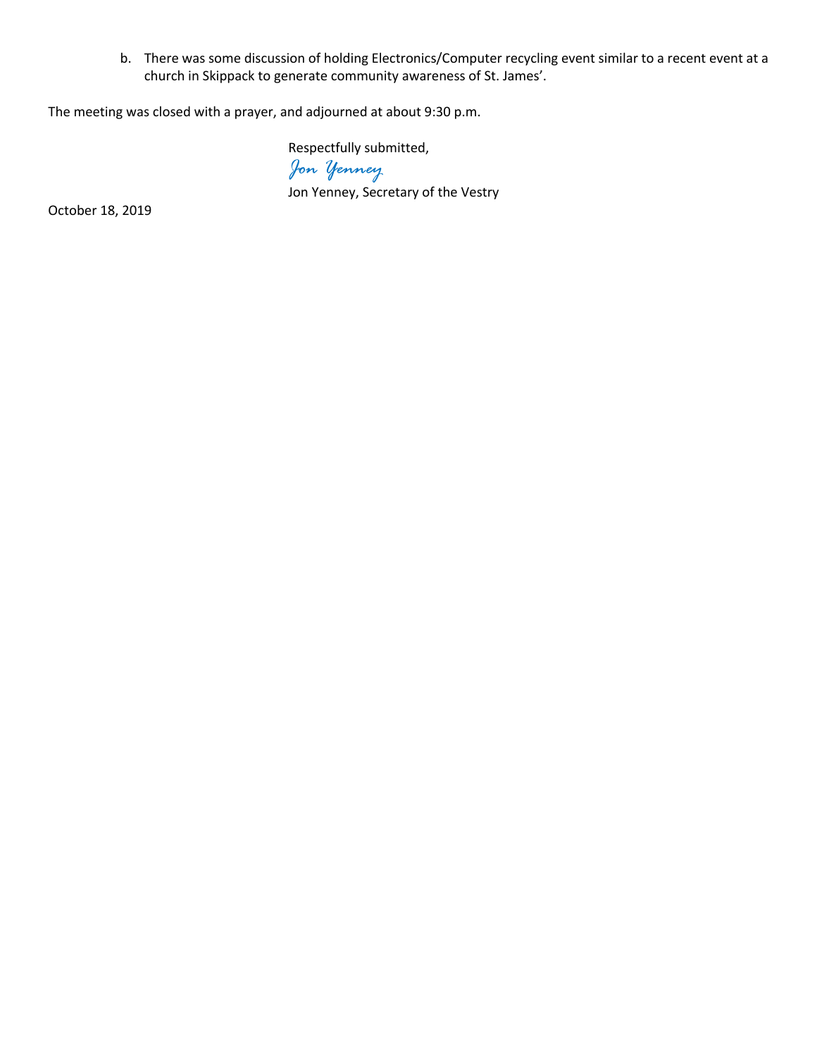b. There was some discussion of holding Electronics/Computer recycling event similar to a recent event at a church in Skippack to generate community awareness of St. James'.

The meeting was closed with a prayer, and adjourned at about 9:30 p.m.

Respectfully submitted,

*Jon Yenney*

Jon Yenney, Secretary of the Vestry

October 18, 2019